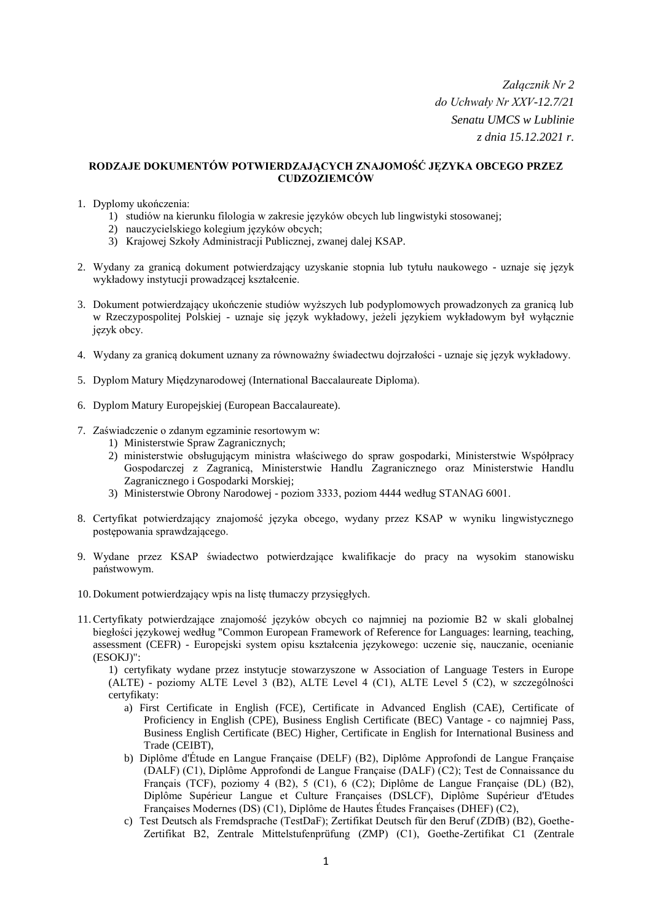*Załącznik Nr 2*
*do Uchwały Nr XXV-12.7/21*
*Senatu UMCS w Lublinie*
*z dnia 15.12.2021 r.*

**RODZAJE DOKUMENTÓW POTWIERDZAJĄCYCH ZNAJOMOŚĆ JĘZYKA OBCEGO PRZEZ CUDZOZIEMCÓW**

1. Dyplomy ukończenia:
   1) studiów na kierunku filologia w zakresie języków obcych lub lingwistyki stosowanej;
   2) nauczycielskiego kolegium języków obcych;
   3) Krajowej Szkoły Administracji Publicznej, zwanej dalej KSAP.

2. Wydany za granicą dokument potwierdzający uzyskanie stopnia lub tytułu naukowego - uznaje się język wykładowy instytucji prowadzącej kształcenie.

3. Dokument potwierdzający ukończenie studiów wyższych lub podyplomowych prowadzonych za granicą lub w Rzeczypospolitej Polskiej - uznaje się język wykładowy, jeżeli językiem wykładowym był wyłącznie język obcy.

4. Wydany za granicą dokument uznany za równoważny świadectwu dojrzałości - uznaje się język wykładowy.

5. Dyplom Matury Międzynarodowej (International Baccalaureate Diploma).

6. Dyplom Matury Europejskiej (European Baccalaureate).

7. Zaświadczenie o zdanym egzaminie resortowym w:
   1) Ministerstwie Spraw Zagranicznych;
   2) ministerstwie obsługującym ministra właściwego do spraw gospodarki, Ministerstwie Współpracy Gospodarczej z Zagranicą, Ministerstwie Handlu Zagranicznego oraz Ministerstwie Handlu Zagranicznego i Gospodarki Morskiej;
   3) Ministerstwie Obrony Narodowej - poziom 3333, poziom 4444 według STANAG 6001.

8. Certyfikat potwierdzający znajomość języka obcego, wydany przez KSAP w wyniku lingwistycznego postępowania sprawdzającego.

9. Wydane przez KSAP świadectwo potwierdzające kwalifikacje do pracy na wysokim stanowisku państwowym.

10. Dokument potwierdzający wpis na listę tłumaczy przysięgłych.

11. Certyfikaty potwierdzające znajomość języków obcych co najmniej na poziomie B2 w skali globalnej biegłości językowej według "Common European Framework of Reference for Languages: learning, teaching, assessment (CEFR) - Europejski system opisu kształcenia językowego: uczenie się, nauczanie, ocenianie (ESOKJ)":
   1) certyfikaty wydane przez instytucje stowarzyszone w Association of Language Testers in Europe (ALTE) - poziomy ALTE Level 3 (B2), ALTE Level 4 (C1), ALTE Level 5 (C2), w szczególności certyfikaty:
      a) First Certificate in English (FCE), Certificate in Advanced English (CAE), Certificate of Proficiency in English (CPE), Business English Certificate (BEC) Vantage - co najmniej Pass, Business English Certificate (BEC) Higher, Certificate in English for International Business and Trade (CEIBT),
      b) Diplôme d'Étude en Langue Française (DELF) (B2), Diplôme Approfondi de Langue Française (DALF) (C1), Diplôme Approfondi de Langue Française (DALF) (C2); Test de Connaissance du Français (TCF), poziomy 4 (B2), 5 (C1), 6 (C2); Diplôme de Langue Française (DL) (B2), Diplôme Supérieur Langue et Culture Françaises (DSLCF), Diplôme Supérieur d'Etudes Françaises Modernes (DS) (C1), Diplôme de Hautes Études Françaises (DHEF) (C2),
      c) Test Deutsch als Fremdsprache (TestDaF); Zertifikat Deutsch für den Beruf (ZDfB) (B2), Goethe-Zertifikat B2, Zentrale Mittelstufenprüfung (ZMP) (C1), Goethe-Zertifikat C1 (Zentrale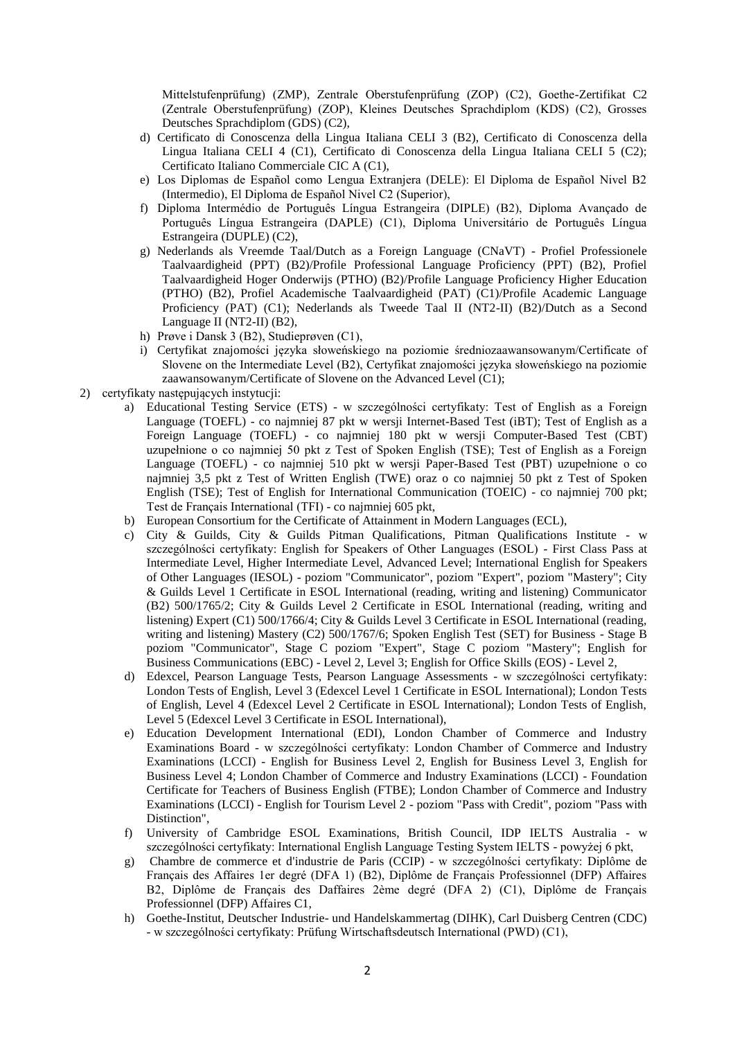Mittelstufenprüfung) (ZMP), Zentrale Oberstufenprüfung (ZOP) (C2), Goethe-Zertifikat C2 (Zentrale Oberstufenprüfung) (ZOP), Kleines Deutsches Sprachdiplom (KDS) (C2), Grosses Deutsches Sprachdiplom (GDS) (C2),

d) Certificato di Conoscenza della Lingua Italiana CELI 3 (B2), Certificato di Conoscenza della Lingua Italiana CELI 4 (C1), Certificato di Conoscenza della Lingua Italiana CELI 5 (C2); Certificato Italiano Commerciale CIC A (C1),

e) Los Diplomas de Español como Lengua Extranjera (DELE): El Diploma de Español Nivel B2 (Intermedio), El Diploma de Español Nivel C2 (Superior),

f) Diploma Intermédio de Português Língua Estrangeira (DIPLE) (B2), Diploma Avançado de Português Língua Estrangeira (DAPLE) (C1), Diploma Universitário de Português Língua Estrangeira (DUPLE) (C2),

g) Nederlands als Vreemde Taal/Dutch as a Foreign Language (CNaVT) - Profiel Professionele Taalvaardigheid (PPT) (B2)/Profile Professional Language Proficiency (PPT) (B2), Profiel Taalvaardigheid Hoger Onderwijs (PTHO) (B2)/Profile Language Proficiency Higher Education (PTHO) (B2), Profiel Academische Taalvaardigheid (PAT) (C1)/Profile Academic Language Proficiency (PAT) (C1); Nederlands als Tweede Taal II (NT2-II) (B2)/Dutch as a Second Language II (NT2-II) (B2),

h) Prøve i Dansk 3 (B2), Studieprøven (C1),

i) Certyfikat znajomości języka słoweńskiego na poziomie średniozaawansowanym/Certificate of Slovene on the Intermediate Level (B2), Certyfikat znajomości języka słoweńskiego na poziomie zaawansowanym/Certificate of Slovene on the Advanced Level (C1);

2) certyfikaty następujących instytucji:

a) Educational Testing Service (ETS) - w szczególności certyfikaty: Test of English as a Foreign Language (TOEFL) - co najmniej 87 pkt w wersji Internet-Based Test (iBT); Test of English as a Foreign Language (TOEFL) - co najmniej 180 pkt w wersji Computer-Based Test (CBT) uzupełnione o co najmniej 50 pkt z Test of Spoken English (TSE); Test of English as a Foreign Language (TOEFL) - co najmniej 510 pkt w wersji Paper-Based Test (PBT) uzupełnione o co najmniej 3,5 pkt z Test of Written English (TWE) oraz o co najmniej 50 pkt z Test of Spoken English (TSE); Test of English for International Communication (TOEIC) - co najmniej 700 pkt; Test de Français International (TFI) - co najmniej 605 pkt,

b) European Consortium for the Certificate of Attainment in Modern Languages (ECL),

c) City & Guilds, City & Guilds Pitman Qualifications, Pitman Qualifications Institute - w szczególności certyfikaty: English for Speakers of Other Languages (ESOL) - First Class Pass at Intermediate Level, Higher Intermediate Level, Advanced Level; International English for Speakers of Other Languages (IESOL) - poziom "Communicator", poziom "Expert", poziom "Mastery"; City & Guilds Level 1 Certificate in ESOL International (reading, writing and listening) Communicator (B2) 500/1765/2; City & Guilds Level 2 Certificate in ESOL International (reading, writing and listening) Expert (C1) 500/1766/4; City & Guilds Level 3 Certificate in ESOL International (reading, writing and listening) Mastery (C2) 500/1767/6; Spoken English Test (SET) for Business - Stage B poziom "Communicator", Stage C poziom "Expert", Stage C poziom "Mastery"; English for Business Communications (EBC) - Level 2, Level 3; English for Office Skills (EOS) - Level 2,

d) Edexcel, Pearson Language Tests, Pearson Language Assessments - w szczególności certyfikaty: London Tests of English, Level 3 (Edexcel Level 1 Certificate in ESOL International); London Tests of English, Level 4 (Edexcel Level 2 Certificate in ESOL International); London Tests of English, Level 5 (Edexcel Level 3 Certificate in ESOL International),

e) Education Development International (EDI), London Chamber of Commerce and Industry Examinations Board - w szczególności certyfikaty: London Chamber of Commerce and Industry Examinations (LCCI) - English for Business Level 2, English for Business Level 3, English for Business Level 4; London Chamber of Commerce and Industry Examinations (LCCI) - Foundation Certificate for Teachers of Business English (FTBE); London Chamber of Commerce and Industry Examinations (LCCI) - English for Tourism Level 2 - poziom "Pass with Credit", poziom "Pass with Distinction",

f) University of Cambridge ESOL Examinations, British Council, IDP IELTS Australia - w szczególności certyfikaty: International English Language Testing System IELTS - powyżej 6 pkt,

g) Chambre de commerce et d'industrie de Paris (CCIP) - w szczególności certyfikaty: Diplôme de Français des Affaires 1er degré (DFA 1) (B2), Diplôme de Français Professionnel (DFP) Affaires B2, Diplôme de Français des Daffaires 2ème degré (DFA 2) (C1), Diplôme de Français Professionnel (DFP) Affaires C1,

h) Goethe-Institut, Deutscher Industrie- und Handelskammertag (DIHK), Carl Duisberg Centren (CDC) - w szczególności certyfikaty: Prüfung Wirtschaftsdeutsch International (PWD) (C1),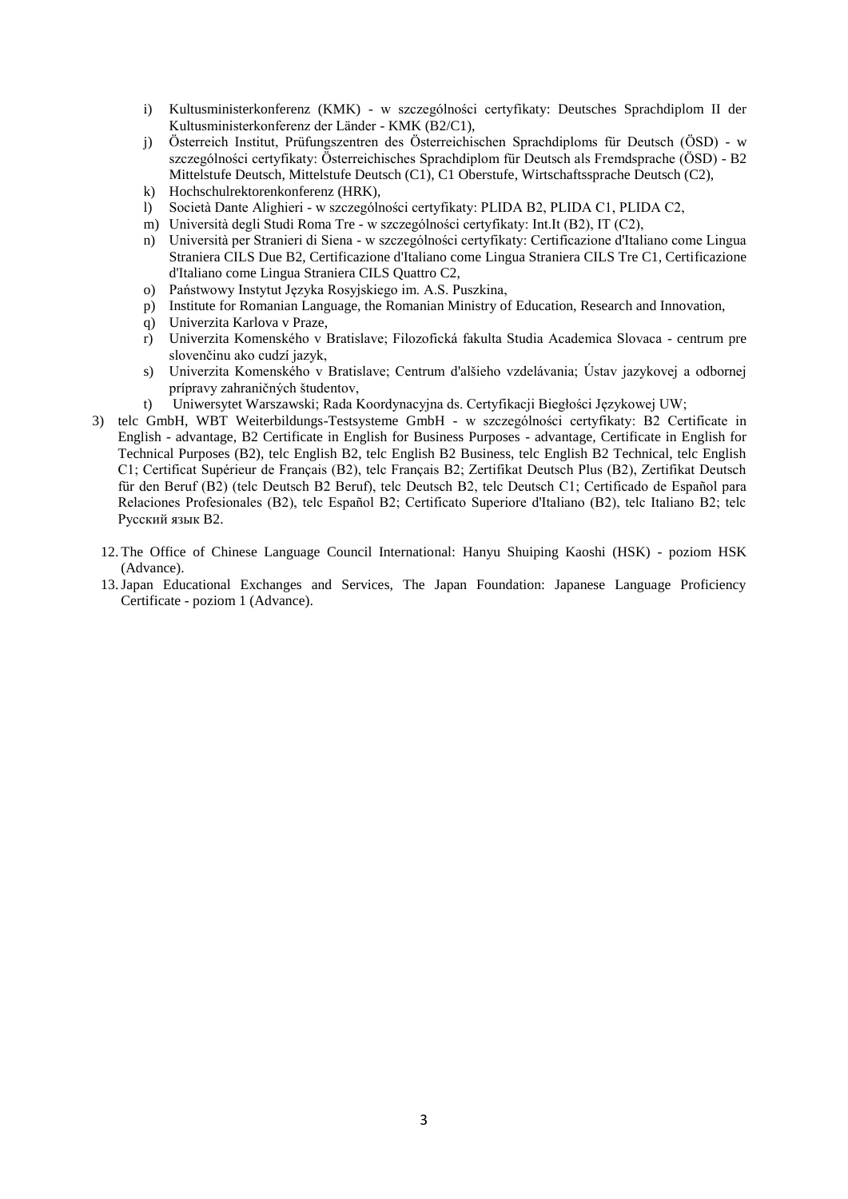i) Kultusministerkonferenz (KMK) - w szczególności certyfikaty: Deutsches Sprachdiplom II der Kultusministerkonferenz der Länder - KMK (B2/C1),

j) Österreich Institut, Prüfungszentren des Österreichischen Sprachdiploms für Deutsch (ÖSD) - w szczególności certyfikaty: Österreichisches Sprachdiplom für Deutsch als Fremdsprache (ÖSD) - B2 Mittelstufe Deutsch, Mittelstufe Deutsch (C1), C1 Oberstufe, Wirtschaftssprache Deutsch (C2),

k) Hochschulrektorenkonferenz (HRK),

l) Società Dante Alighieri - w szczególności certyfikaty: PLIDA B2, PLIDA C1, PLIDA C2,

m) Università degli Studi Roma Tre - w szczególności certyfikaty: Int.It (B2), IT (C2),

n) Università per Stranieri di Siena - w szczególności certyfikaty: Certificazione d'Italiano come Lingua Straniera CILS Due B2, Certificazione d'Italiano come Lingua Straniera CILS Tre C1, Certificazione d'Italiano come Lingua Straniera CILS Quattro C2,

o) Państwowy Instytut Języka Rosyjskiego im. A.S. Puszkina,

p) Institute for Romanian Language, the Romanian Ministry of Education, Research and Innovation,

q) Univerzita Karlova v Praze,

r) Univerzita Komenského v Bratislave; Filozofická fakulta Studia Academica Slovaca - centrum pre slovenčinu ako cudzí jazyk,

s) Univerzita Komenského v Bratislave; Centrum d'alšieho vzdelávania; Ústav jazykovej a odbornej prípravy zahraničných študentov,

t) Uniwersytet Warszawski; Rada Koordynacyjna ds. Certyfikacji Biegłości Językowej UW;

3) telc GmbH, WBT Weiterbildungs-Testsysteme GmbH - w szczególności certyfikaty: B2 Certificate in English - advantage, B2 Certificate in English for Business Purposes - advantage, Certificate in English for Technical Purposes (B2), telc English B2, telc English B2 Business, telc English B2 Technical, telc English C1; Certificat Supérieur de Français (B2), telc Français B2; Zertifikat Deutsch Plus (B2), Zertifikat Deutsch für den Beruf (B2) (telc Deutsch B2 Beruf), telc Deutsch B2, telc Deutsch C1; Certificado de Español para Relaciones Profesionales (B2), telc Español B2; Certificato Superiore d'Italiano (B2), telc Italiano B2; telc Русский язык B2.

12. The Office of Chinese Language Council International: Hanyu Shuiping Kaoshi (HSK) - poziom HSK (Advance).

13. Japan Educational Exchanges and Services, The Japan Foundation: Japanese Language Proficiency Certificate - poziom 1 (Advance).